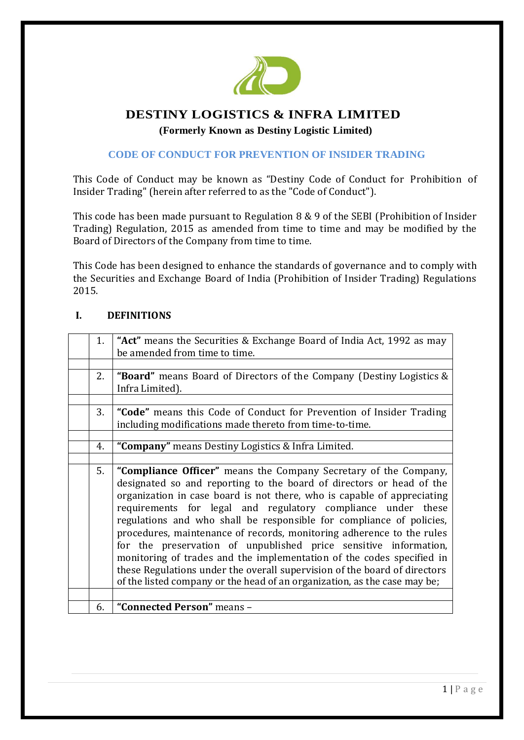# DESTINY LOGISTICS & INFRA LIMITED

**(Formerly Known as Destiny Logistic Limited)**

## CODE OF CONDUCT FOR PREVENTION OF INSIDER TRADING

This Code of Conduct may be known as "Destiny Code of Conduct for Prohibition of Insider Trading" (herein after referred to as the "Code of Conduct").

This code has been made pursuant to Regulation 8 & 9 of the SEBI (Prohibition of Insider Trading) Regulation, 2015 as amended from time to time and may be modified by the Board of Directors of the Company from time to time.

This Code has been designed to enhance the standards of governance and to comply with the Securities and Exchange Board of India (Prohibition of Insider Trading) Regulations 2015.

### I. DEFINITIONS

| | | |
|---|---|---|
| | 1. | **"Act"** means the Securities & Exchange Board of India Act, 1992 as may be amended from time to time. |
| | | |
| | 2. | **"Board"** means Board of Directors of the Company (Destiny Logistics & Infra Limited). |
| | | |
| | 3. | **"Code"** means this Code of Conduct for Prevention of Insider Trading including modifications made thereto from time-to-time. |
| | | |
| | 4. | **"Company"** means Destiny Logistics & Infra Limited. |
| | | |
| | 5. | **"Compliance Officer"** means the Company Secretary of the Company, designated so and reporting to the board of directors or head of the organization in case board is not there, who is capable of appreciating requirements for legal and regulatory compliance under these regulations and who shall be responsible for compliance of policies, procedures, maintenance of records, monitoring adherence to the rules for the preservation of unpublished price sensitive information, monitoring of trades and the implementation of the codes specified in these Regulations under the overall supervision of the board of directors of the listed company or the head of an organization, as the case may be; |
| | | |
| | 6. | **"Connected Person"** means – |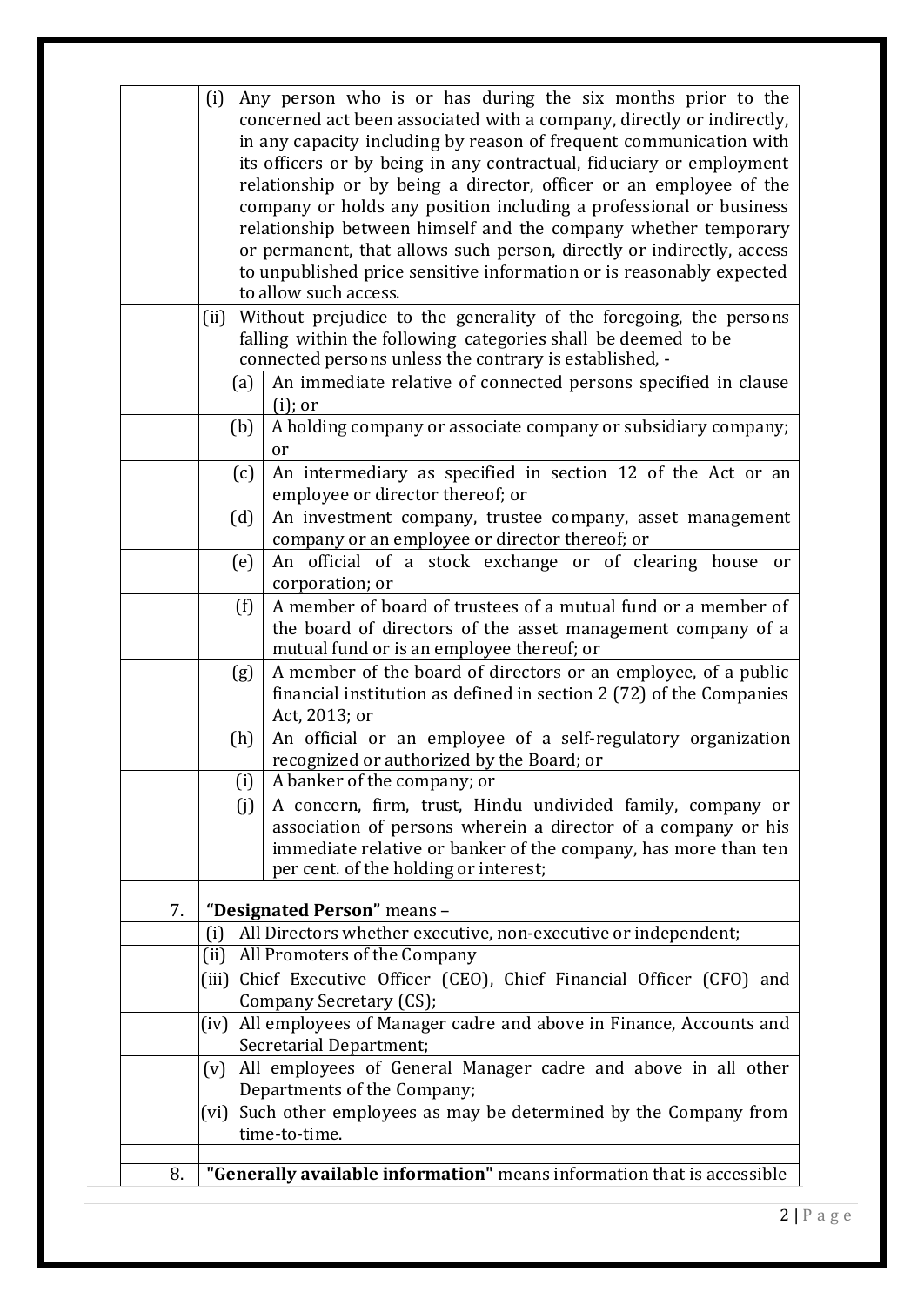| | | | |
|---|---|---|---|
| | | (i) | Any person who is or has during the six months prior to the concerned act been associated with a company, directly or indirectly, in any capacity including by reason of frequent communication with its officers or by being in any contractual, fiduciary or employment relationship or by being a director, officer or an employee of the company or holds any position including a professional or business relationship between himself and the company whether temporary or permanent, that allows such person, directly or indirectly, access to unpublished price sensitive information or is reasonably expected to allow such access. |
| | | (ii) | Without prejudice to the generality of the foregoing, the persons falling within the following categories shall be deemed to be connected persons unless the contrary is established, - |
| | | (a) | An immediate relative of connected persons specified in clause (i); or |
| | | (b) | A holding company or associate company or subsidiary company; or |
| | | (c) | An intermediary as specified in section 12 of the Act or an employee or director thereof; or |
| | | (d) | An investment company, trustee company, asset management company or an employee or director thereof; or |
| | | (e) | An official of a stock exchange or of clearing house or corporation; or |
| | | (f) | A member of board of trustees of a mutual fund or a member of the board of directors of the asset management company of a mutual fund or is an employee thereof; or |
| | | (g) | A member of the board of directors or an employee, of a public financial institution as defined in section 2 (72) of the Companies Act, 2013; or |
| | | (h) | An official or an employee of a self-regulatory organization recognized or authorized by the Board; or |
| | | (i) | A banker of the company; or |
| | | (j) | A concern, firm, trust, Hindu undivided family, company or association of persons wherein a director of a company or his immediate relative or banker of the company, has more than ten per cent. of the holding or interest; |
| | | | |
| | 7. | **"Designated Person"** means – | |
| | | (i) | All Directors whether executive, non-executive or independent; |
| | | (ii) | All Promoters of the Company |
| | | (iii) | Chief Executive Officer (CEO), Chief Financial Officer (CFO) and Company Secretary (CS); |
| | | (iv) | All employees of Manager cadre and above in Finance, Accounts and Secretarial Department; |
| | | (v) | All employees of General Manager cadre and above in all other Departments of the Company; |
| | | (vi) | Such other employees as may be determined by the Company from time-to-time. |
| | | | |
| | 8. | **"Generally available information"** means information that is accessible | |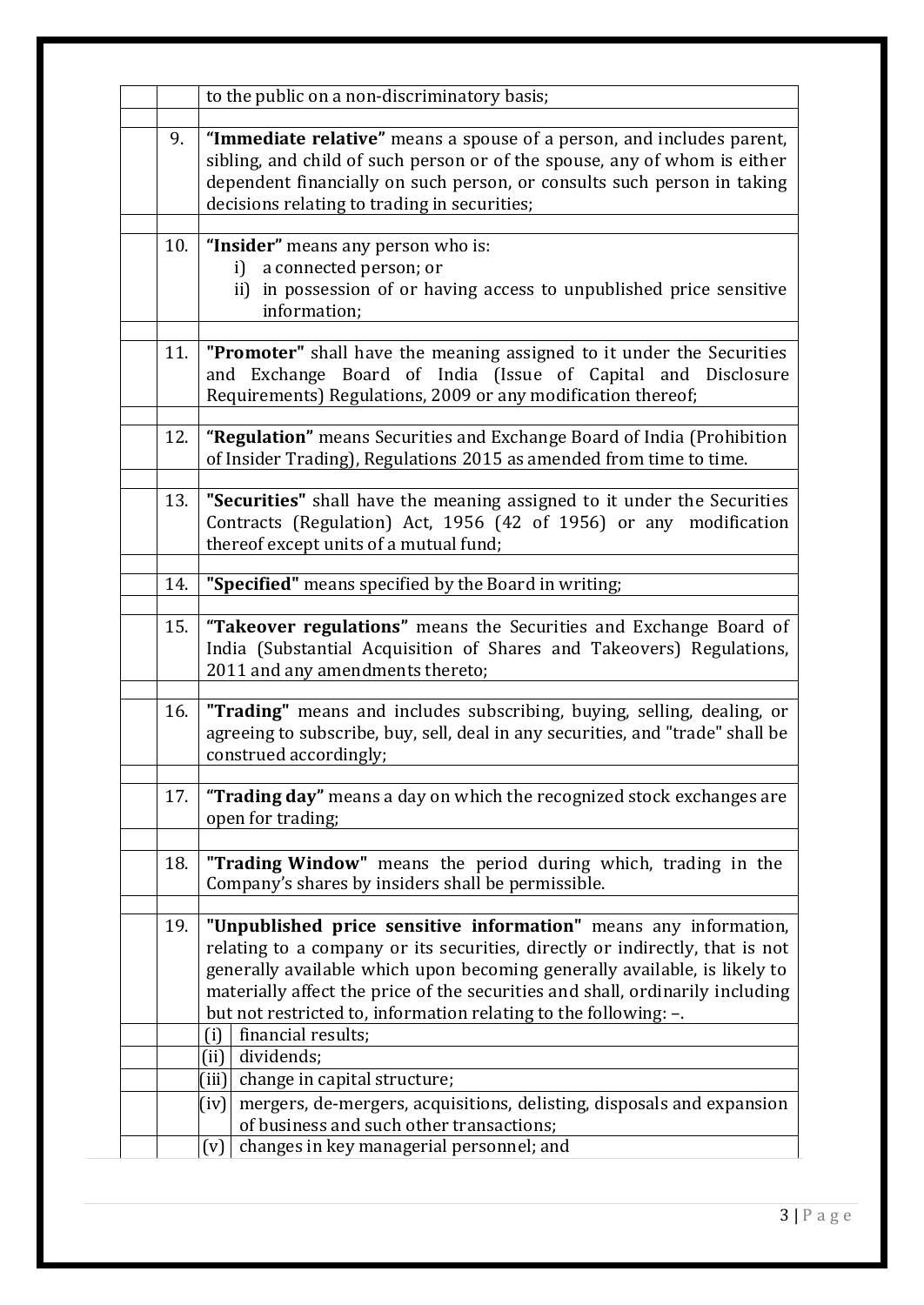to the public on a non-discriminatory basis;

9. **"Immediate relative"** means a spouse of a person, and includes parent, sibling, and child of such person or of the spouse, any of whom is either dependent financially on such person, or consults such person in taking decisions relating to trading in securities;

10. **"Insider"** means any person who is:
    i) a connected person; or
    ii) in possession of or having access to unpublished price sensitive information;

11. **"Promoter"** shall have the meaning assigned to it under the Securities and Exchange Board of India (Issue of Capital and Disclosure Requirements) Regulations, 2009 or any modification thereof;

12. **"Regulation"** means Securities and Exchange Board of India (Prohibition of Insider Trading), Regulations 2015 as amended from time to time.

13. **"Securities"** shall have the meaning assigned to it under the Securities Contracts (Regulation) Act, 1956 (42 of 1956) or any modification thereof except units of a mutual fund;

14. **"Specified"** means specified by the Board in writing;

15. **"Takeover regulations"** means the Securities and Exchange Board of India (Substantial Acquisition of Shares and Takeovers) Regulations, 2011 and any amendments thereto;

16. **"Trading"** means and includes subscribing, buying, selling, dealing, or agreeing to subscribe, buy, sell, deal in any securities, and "trade" shall be construed accordingly;

17. **"Trading day"** means a day on which the recognized stock exchanges are open for trading;

18. **"Trading Window"** means the period during which, trading in the Company's shares by insiders shall be permissible.

19. **"Unpublished price sensitive information"** means any information, relating to a company or its securities, directly or indirectly, that is not generally available which upon becoming generally available, is likely to materially affect the price of the securities and shall, ordinarily including but not restricted to, information relating to the following: –.
    (i) financial results;
    (ii) dividends;
    (iii) change in capital structure;
    (iv) mergers, de-mergers, acquisitions, delisting, disposals and expansion of business and such other transactions;
    (v) changes in key managerial personnel; and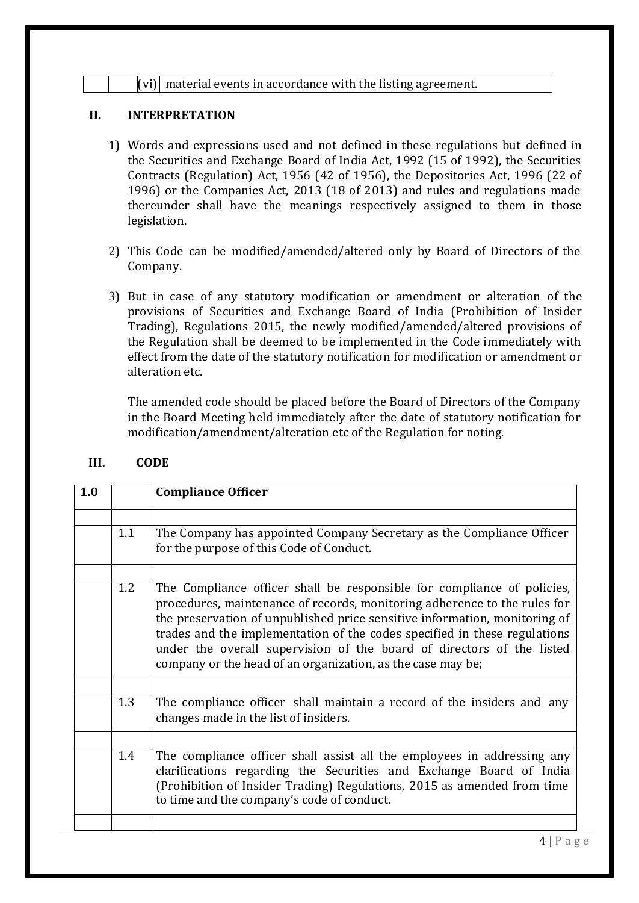| | | (vi) | material events in accordance with the listing agreement. |
|---|---|---|---|

## II. INTERPRETATION

1) Words and expressions used and not defined in these regulations but defined in the Securities and Exchange Board of India Act, 1992 (15 of 1992), the Securities Contracts (Regulation) Act, 1956 (42 of 1956), the Depositories Act, 1996 (22 of 1996) or the Companies Act, 2013 (18 of 2013) and rules and regulations made thereunder shall have the meanings respectively assigned to them in those legislation.

2) This Code can be modified/amended/altered only by Board of Directors of the Company.

3) But in case of any statutory modification or amendment or alteration of the provisions of Securities and Exchange Board of India (Prohibition of Insider Trading), Regulations 2015, the newly modified/amended/altered provisions of the Regulation shall be deemed to be implemented in the Code immediately with effect from the date of the statutory notification for modification or amendment or alteration etc.

   The amended code should be placed before the Board of Directors of the Company in the Board Meeting held immediately after the date of statutory notification for modification/amendment/alteration etc of the Regulation for noting.

## III. CODE

| 1.0 | | **Compliance Officer** |
|---|---|---|
| | | |
| | 1.1 | The Company has appointed Company Secretary as the Compliance Officer for the purpose of this Code of Conduct. |
| | | |
| | 1.2 | The Compliance officer shall be responsible for compliance of policies, procedures, maintenance of records, monitoring adherence to the rules for the preservation of unpublished price sensitive information, monitoring of trades and the implementation of the codes specified in these regulations under the overall supervision of the board of directors of the listed company or the head of an organization, as the case may be; |
| | | |
| | 1.3 | The compliance officer shall maintain a record of the insiders and any changes made in the list of insiders. |
| | | |
| | 1.4 | The compliance officer shall assist all the employees in addressing any clarifications regarding the Securities and Exchange Board of India (Prohibition of Insider Trading) Regulations, 2015 as amended from time to time and the company's code of conduct. |
| | | |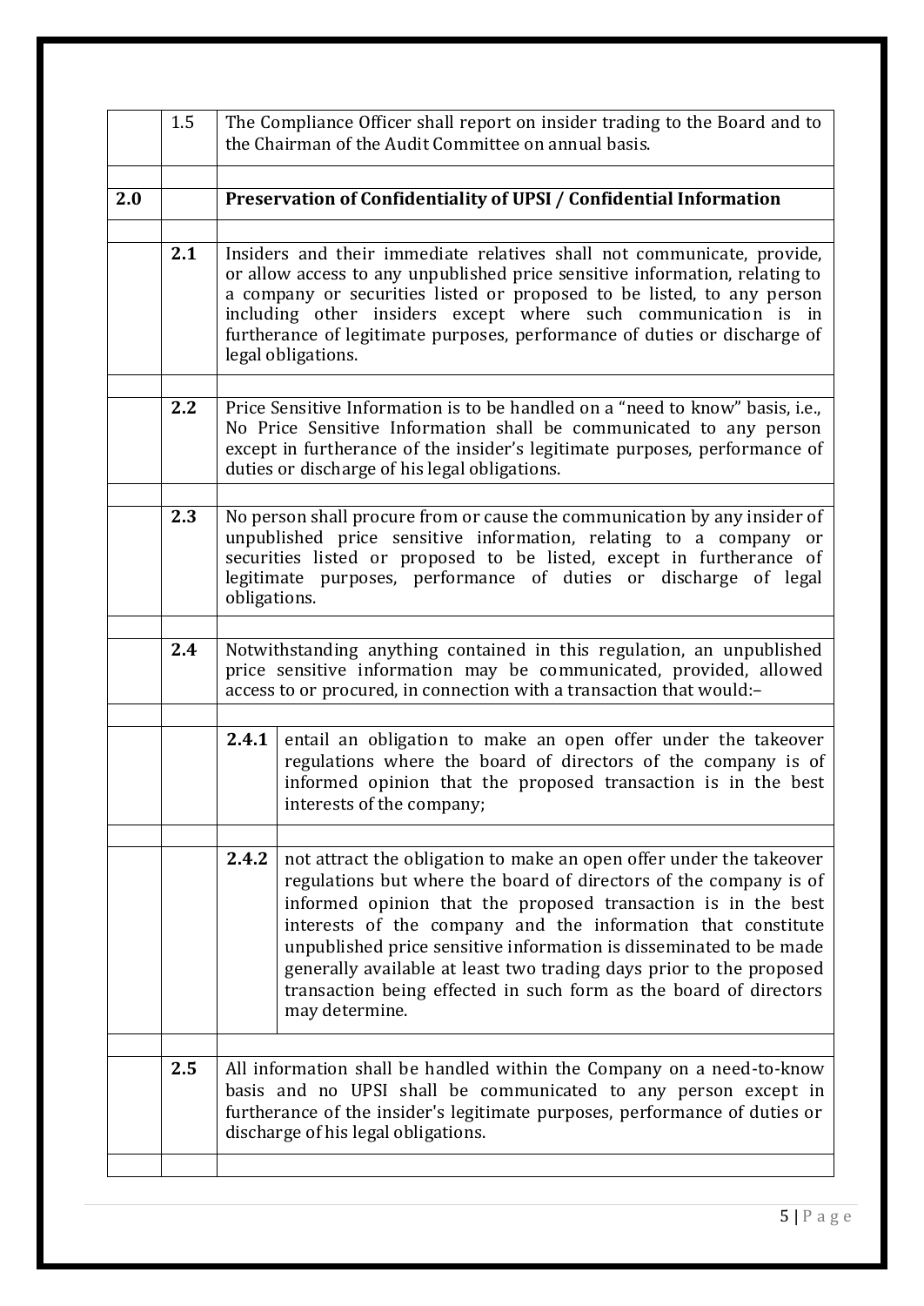| | | | |
|---|---|---|---|
| | 1.5 | The Compliance Officer shall report on insider trading to the Board and to the Chairman of the Audit Committee on annual basis. | |
| | | | |
| **2.0** | | **Preservation of Confidentiality of UPSI / Confidential Information** | |
| | | | |
| | **2.1** | Insiders and their immediate relatives shall not communicate, provide, or allow access to any unpublished price sensitive information, relating to a company or securities listed or proposed to be listed, to any person including other insiders except where such communication is in furtherance of legitimate purposes, performance of duties or discharge of legal obligations. | |
| | | | |
| | **2.2** | Price Sensitive Information is to be handled on a "need to know" basis, i.e., No Price Sensitive Information shall be communicated to any person except in furtherance of the insider's legitimate purposes, performance of duties or discharge of his legal obligations. | |
| | | | |
| | **2.3** | No person shall procure from or cause the communication by any insider of unpublished price sensitive information, relating to a company or securities listed or proposed to be listed, except in furtherance of legitimate purposes, performance of duties or discharge of legal obligations. | |
| | | | |
| | **2.4** | Notwithstanding anything contained in this regulation, an unpublished price sensitive information may be communicated, provided, allowed access to or procured, in connection with a transaction that would:– | |
| | | | |
| | | **2.4.1** | entail an obligation to make an open offer under the takeover regulations where the board of directors of the company is of informed opinion that the proposed transaction is in the best interests of the company; |
| | | | |
| | | **2.4.2** | not attract the obligation to make an open offer under the takeover regulations but where the board of directors of the company is of informed opinion that the proposed transaction is in the best interests of the company and the information that constitute unpublished price sensitive information is disseminated to be made generally available at least two trading days prior to the proposed transaction being effected in such form as the board of directors may determine. |
| | | | |
| | **2.5** | All information shall be handled within the Company on a need-to-know basis and no UPSI shall be communicated to any person except in furtherance of the insider's legitimate purposes, performance of duties or discharge of his legal obligations. | |
| | | | |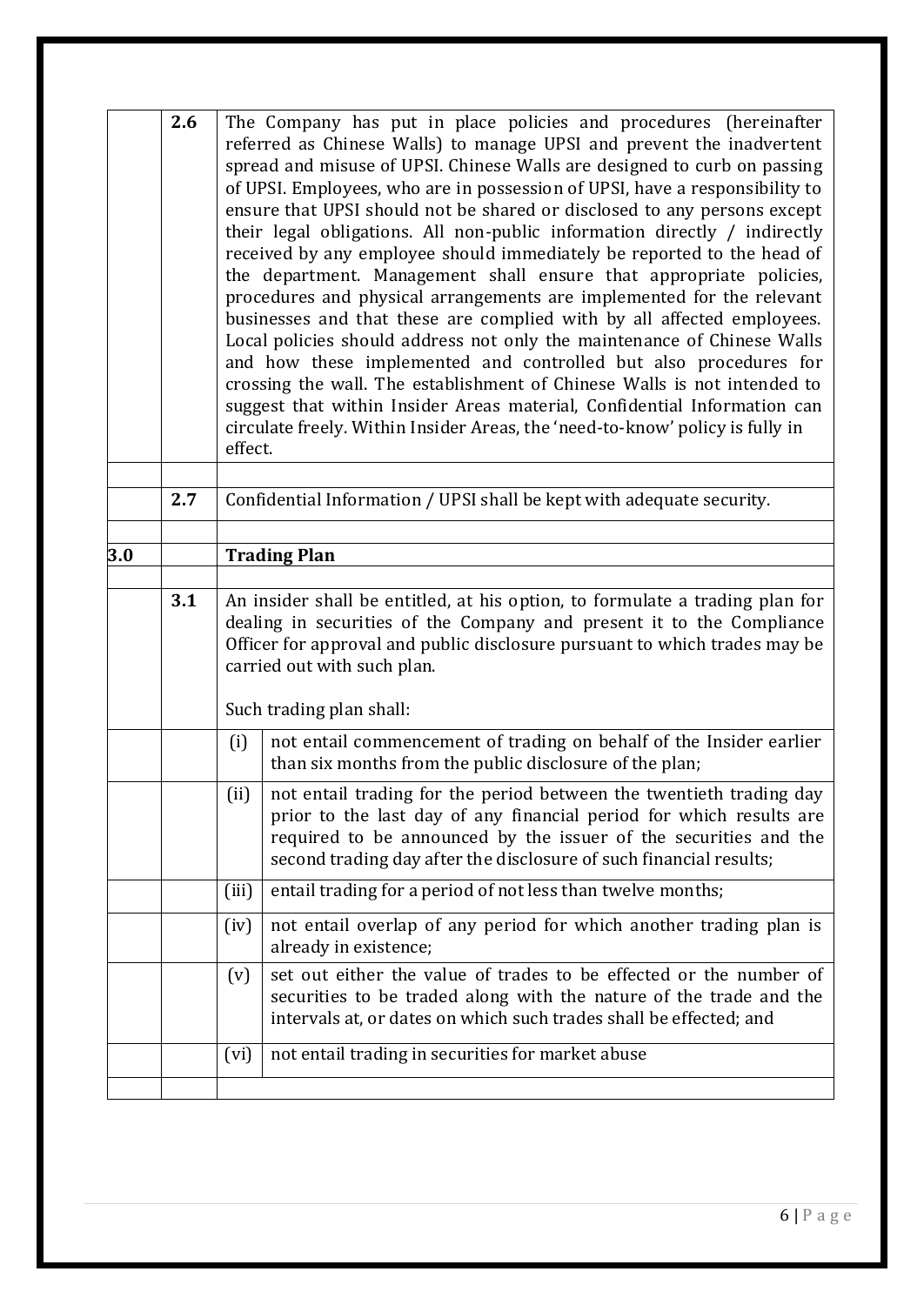| | | | |
|---|---|---|---|
| | 2.6 | The Company has put in place policies and procedures (hereinafter referred as Chinese Walls) to manage UPSI and prevent the inadvertent spread and misuse of UPSI. Chinese Walls are designed to curb on passing of UPSI. Employees, who are in possession of UPSI, have a responsibility to ensure that UPSI should not be shared or disclosed to any persons except their legal obligations. All non-public information directly / indirectly received by any employee should immediately be reported to the head of the department. Management shall ensure that appropriate policies, procedures and physical arrangements are implemented for the relevant businesses and that these are complied with by all affected employees. Local policies should address not only the maintenance of Chinese Walls and how these implemented and controlled but also procedures for crossing the wall. The establishment of Chinese Walls is not intended to suggest that within Insider Areas material, Confidential Information can circulate freely. Within Insider Areas, the 'need-to-know' policy is fully in effect. | |
| | | | |
| | 2.7 | Confidential Information / UPSI shall be kept with adequate security. | |
| | | | |
| **3.0** | | **Trading Plan** | |
| | | | |
| | 3.1 | An insider shall be entitled, at his option, to formulate a trading plan for dealing in securities of the Company and present it to the Compliance Officer for approval and public disclosure pursuant to which trades may be carried out with such plan.<br><br>Such trading plan shall: | |
| | | (i) | not entail commencement of trading on behalf of the Insider earlier than six months from the public disclosure of the plan; |
| | | (ii) | not entail trading for the period between the twentieth trading day prior to the last day of any financial period for which results are required to be announced by the issuer of the securities and the second trading day after the disclosure of such financial results; |
| | | (iii) | entail trading for a period of not less than twelve months; |
| | | (iv) | not entail overlap of any period for which another trading plan is already in existence; |
| | | (v) | set out either the value of trades to be effected or the number of securities to be traded along with the nature of the trade and the intervals at, or dates on which such trades shall be effected; and |
| | | (vi) | not entail trading in securities for market abuse |
| | | | |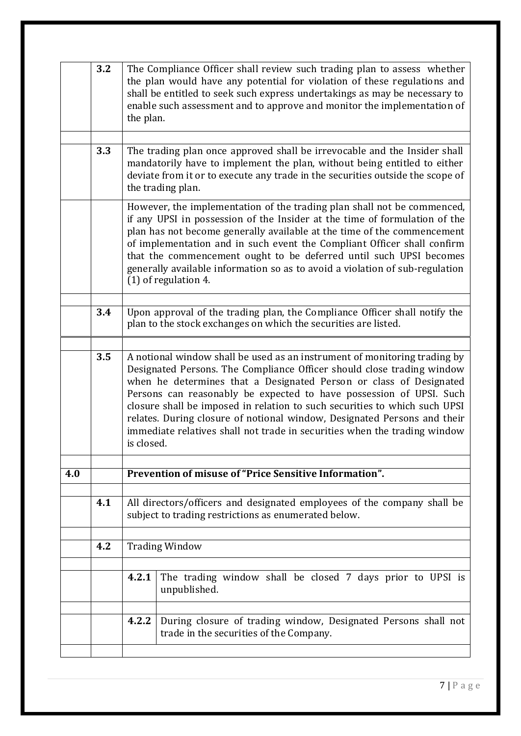| | | | |
|---|---|---|---|
| | 3.2 | The Compliance Officer shall review such trading plan to assess whether the plan would have any potential for violation of these regulations and shall be entitled to seek such express undertakings as may be necessary to enable such assessment and to approve and monitor the implementation of the plan. | |
| | | | |
| | 3.3 | The trading plan once approved shall be irrevocable and the Insider shall mandatorily have to implement the plan, without being entitled to either deviate from it or to execute any trade in the securities outside the scope of the trading plan. | |
| | | However, the implementation of the trading plan shall not be commenced, if any UPSI in possession of the Insider at the time of formulation of the plan has not become generally available at the time of the commencement of implementation and in such event the Compliant Officer shall confirm that the commencement ought to be deferred until such UPSI becomes generally available information so as to avoid a violation of sub-regulation (1) of regulation 4. | |
| | | | |
| | 3.4 | Upon approval of the trading plan, the Compliance Officer shall notify the plan to the stock exchanges on which the securities are listed. | |
| | | | |
| | 3.5 | A notional window shall be used as an instrument of monitoring trading by Designated Persons. The Compliance Officer should close trading window when he determines that a Designated Person or class of Designated Persons can reasonably be expected to have possession of UPSI. Such closure shall be imposed in relation to such securities to which such UPSI relates. During closure of notional window, Designated Persons and their immediate relatives shall not trade in securities when the trading window is closed. | |
| | | | |
| **4.0** | | **Prevention of misuse of "Price Sensitive Information".** | |
| | | | |
| | 4.1 | All directors/officers and designated employees of the company shall be subject to trading restrictions as enumerated below. | |
| | | | |
| | 4.2 | Trading Window | |
| | | | |
| | | 4.2.1 | The trading window shall be closed 7 days prior to UPSI is unpublished. |
| | | | |
| | | 4.2.2 | During closure of trading window, Designated Persons shall not trade in the securities of the Company. |
| | | | |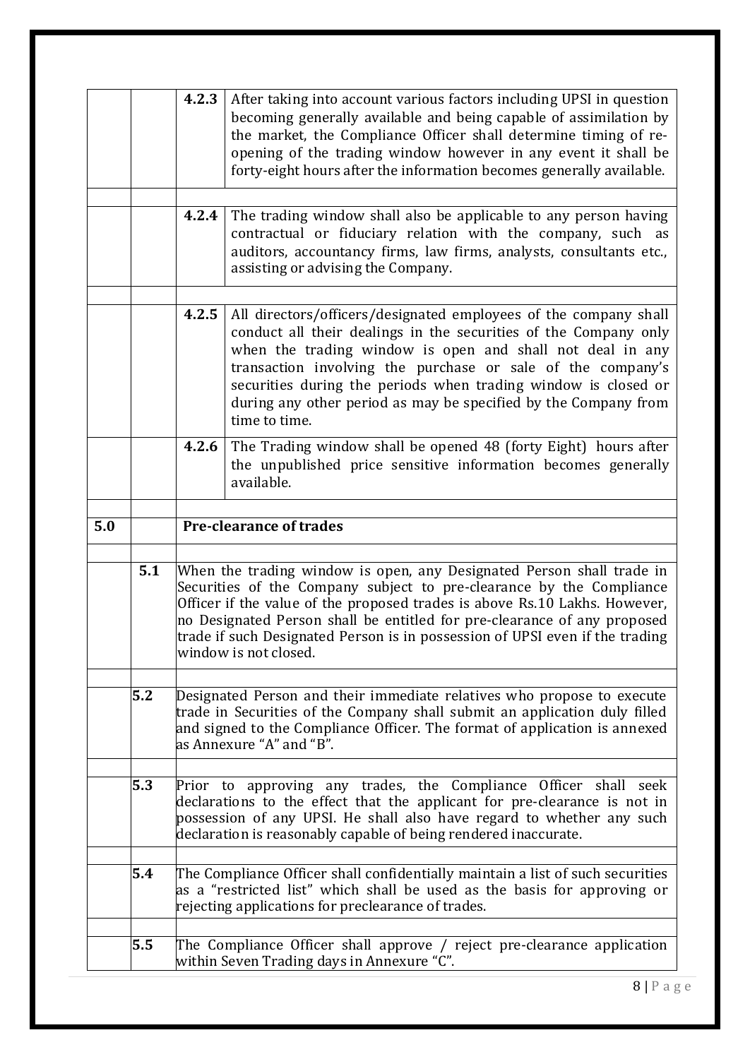| | | | |
|---|---|---|---|
| | | 4.2.3 | After taking into account various factors including UPSI in question becoming generally available and being capable of assimilation by the market, the Compliance Officer shall determine timing of re-opening of the trading window however in any event it shall be forty-eight hours after the information becomes generally available. |
| | | 4.2.4 | The trading window shall also be applicable to any person having contractual or fiduciary relation with the company, such as auditors, accountancy firms, law firms, analysts, consultants etc., assisting or advising the Company. |
| | | 4.2.5 | All directors/officers/designated employees of the company shall conduct all their dealings in the securities of the Company only when the trading window is open and shall not deal in any transaction involving the purchase or sale of the company's securities during the periods when trading window is closed or during any other period as may be specified by the Company from time to time. |
| | | 4.2.6 | The Trading window shall be opened 48 (forty Eight) hours after the unpublished price sensitive information becomes generally available. |
| **5.0** | | **Pre-clearance of trades** | |
| | **5.1** | When the trading window is open, any Designated Person shall trade in Securities of the Company subject to pre-clearance by the Compliance Officer if the value of the proposed trades is above Rs.10 Lakhs. However, no Designated Person shall be entitled for pre-clearance of any proposed trade if such Designated Person is in possession of UPSI even if the trading window is not closed. | |
| | **5.2** | Designated Person and their immediate relatives who propose to execute trade in Securities of the Company shall submit an application duly filled and signed to the Compliance Officer. The format of application is annexed as Annexure "A" and "B". | |
| | **5.3** | Prior to approving any trades, the Compliance Officer shall seek declarations to the effect that the applicant for pre-clearance is not in possession of any UPSI. He shall also have regard to whether any such declaration is reasonably capable of being rendered inaccurate. | |
| | **5.4** | The Compliance Officer shall confidentially maintain a list of such securities as a "restricted list" which shall be used as the basis for approving or rejecting applications for preclearance of trades. | |
| | **5.5** | The Compliance Officer shall approve / reject pre-clearance application within Seven Trading days in Annexure "C". | |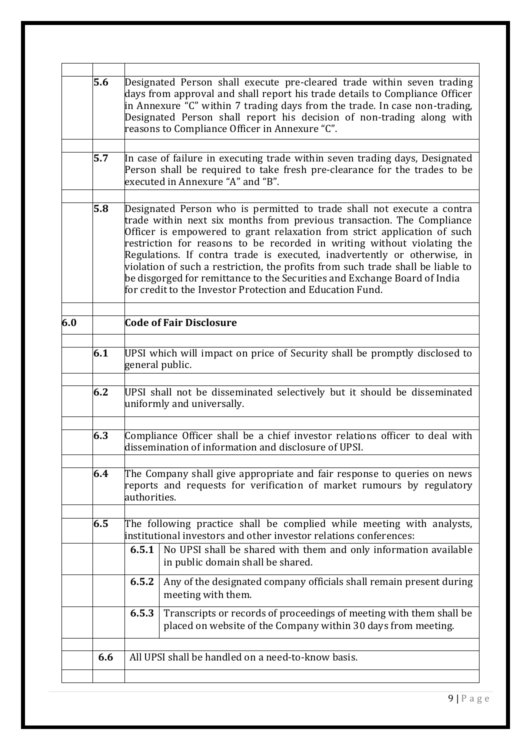| | | | |
|---|---|---|---|
| | 5.6 | Designated Person shall execute pre-cleared trade within seven trading days from approval and shall report his trade details to Compliance Officer in Annexure "C" within 7 trading days from the trade. In case non-trading, Designated Person shall report his decision of non-trading along with reasons to Compliance Officer in Annexure "C". | |
| | 5.7 | In case of failure in executing trade within seven trading days, Designated Person shall be required to take fresh pre-clearance for the trades to be executed in Annexure "A" and "B". | |
| | 5.8 | Designated Person who is permitted to trade shall not execute a contra trade within next six months from previous transaction. The Compliance Officer is empowered to grant relaxation from strict application of such restriction for reasons to be recorded in writing without violating the Regulations. If contra trade is executed, inadvertently or otherwise, in violation of such a restriction, the profits from such trade shall be liable to be disgorged for remittance to the Securities and Exchange Board of India for credit to the Investor Protection and Education Fund. | |
| **6.0** | | **Code of Fair Disclosure** | |
| | 6.1 | UPSI which will impact on price of Security shall be promptly disclosed to general public. | |
| | 6.2 | UPSI shall not be disseminated selectively but it should be disseminated uniformly and universally. | |
| | 6.3 | Compliance Officer shall be a chief investor relations officer to deal with dissemination of information and disclosure of UPSI. | |
| | 6.4 | The Company shall give appropriate and fair response to queries on news reports and requests for verification of market rumours by regulatory authorities. | |
| | 6.5 | The following practice shall be complied while meeting with analysts, institutional investors and other investor relations conferences: | |
| | | 6.5.1 | No UPSI shall be shared with them and only information available in public domain shall be shared. |
| | | 6.5.2 | Any of the designated company officials shall remain present during meeting with them. |
| | | 6.5.3 | Transcripts or records of proceedings of meeting with them shall be placed on website of the Company within 30 days from meeting. |
| | 6.6 | All UPSI shall be handled on a need-to-know basis. | |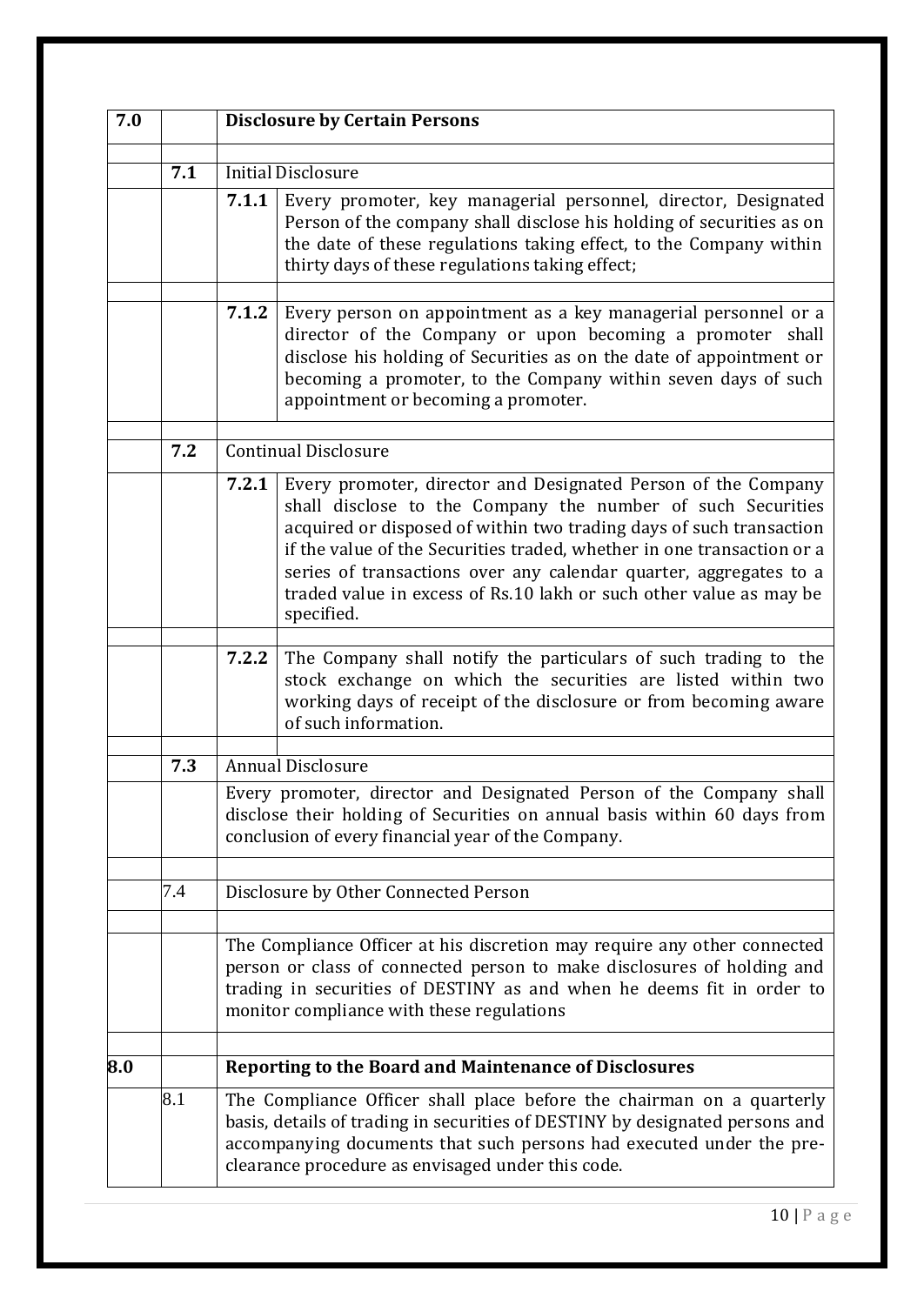| | | | |
|---|---|---|---|
| **7.0** | | **Disclosure by Certain Persons** | |
| | **7.1** | Initial Disclosure | |
| | | **7.1.1** | Every promoter, key managerial personnel, director, Designated Person of the company shall disclose his holding of securities as on the date of these regulations taking effect, to the Company within thirty days of these regulations taking effect; |
| | | **7.1.2** | Every person on appointment as a key managerial personnel or a director of the Company or upon becoming a promoter shall disclose his holding of Securities as on the date of appointment or becoming a promoter, to the Company within seven days of such appointment or becoming a promoter. |
| | **7.2** | Continual Disclosure | |
| | | **7.2.1** | Every promoter, director and Designated Person of the Company shall disclose to the Company the number of such Securities acquired or disposed of within two trading days of such transaction if the value of the Securities traded, whether in one transaction or a series of transactions over any calendar quarter, aggregates to a traded value in excess of Rs.10 lakh or such other value as may be specified. |
| | | **7.2.2** | The Company shall notify the particulars of such trading to the stock exchange on which the securities are listed within two working days of receipt of the disclosure or from becoming aware of such information. |
| | **7.3** | Annual Disclosure | |
| | | Every promoter, director and Designated Person of the Company shall disclose their holding of Securities on annual basis within 60 days from conclusion of every financial year of the Company. | |
| | 7.4 | Disclosure by Other Connected Person | |
| | | The Compliance Officer at his discretion may require any other connected person or class of connected person to make disclosures of holding and trading in securities of DESTINY as and when he deems fit in order to monitor compliance with these regulations | |
| **8.0** | | **Reporting to the Board and Maintenance of Disclosures** | |
| | 8.1 | The Compliance Officer shall place before the chairman on a quarterly basis, details of trading in securities of DESTINY by designated persons and accompanying documents that such persons had executed under the pre-clearance procedure as envisaged under this code. | |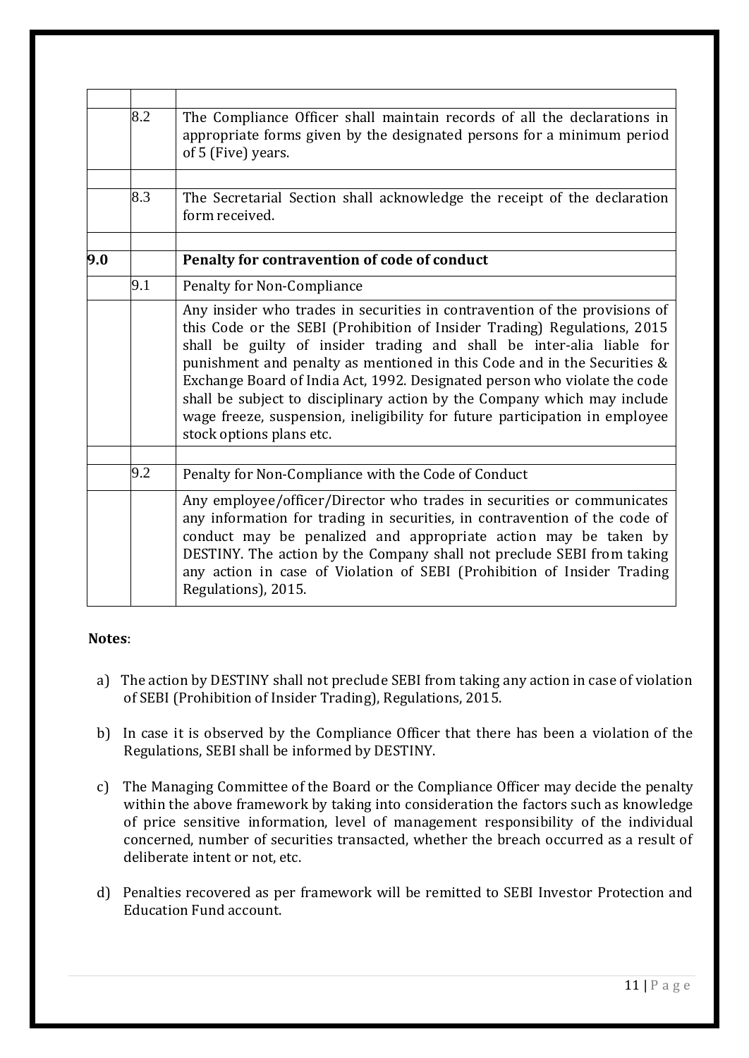| | | |
|---|---|---|
| | 8.2 | The Compliance Officer shall maintain records of all the declarations in appropriate forms given by the designated persons for a minimum period of 5 (Five) years. |
| | | |
| | 8.3 | The Secretarial Section shall acknowledge the receipt of the declaration form received. |
| | | |
| **9.0** | | **Penalty for contravention of code of conduct** |
| | 9.1 | Penalty for Non-Compliance |
| | | Any insider who trades in securities in contravention of the provisions of this Code or the SEBI (Prohibition of Insider Trading) Regulations, 2015 shall be guilty of insider trading and shall be inter-alia liable for punishment and penalty as mentioned in this Code and in the Securities & Exchange Board of India Act, 1992. Designated person who violate the code shall be subject to disciplinary action by the Company which may include wage freeze, suspension, ineligibility for future participation in employee stock options plans etc. |
| | | |
| | 9.2 | Penalty for Non-Compliance with the Code of Conduct |
| | | Any employee/officer/Director who trades in securities or communicates any information for trading in securities, in contravention of the code of conduct may be penalized and appropriate action may be taken by DESTINY. The action by the Company shall not preclude SEBI from taking any action in case of Violation of SEBI (Prohibition of Insider Trading Regulations), 2015. |

**Notes**:

a) The action by DESTINY shall not preclude SEBI from taking any action in case of violation of SEBI (Prohibition of Insider Trading), Regulations, 2015.

b) In case it is observed by the Compliance Officer that there has been a violation of the Regulations, SEBI shall be informed by DESTINY.

c) The Managing Committee of the Board or the Compliance Officer may decide the penalty within the above framework by taking into consideration the factors such as knowledge of price sensitive information, level of management responsibility of the individual concerned, number of securities transacted, whether the breach occurred as a result of deliberate intent or not, etc.

d) Penalties recovered as per framework will be remitted to SEBI Investor Protection and Education Fund account.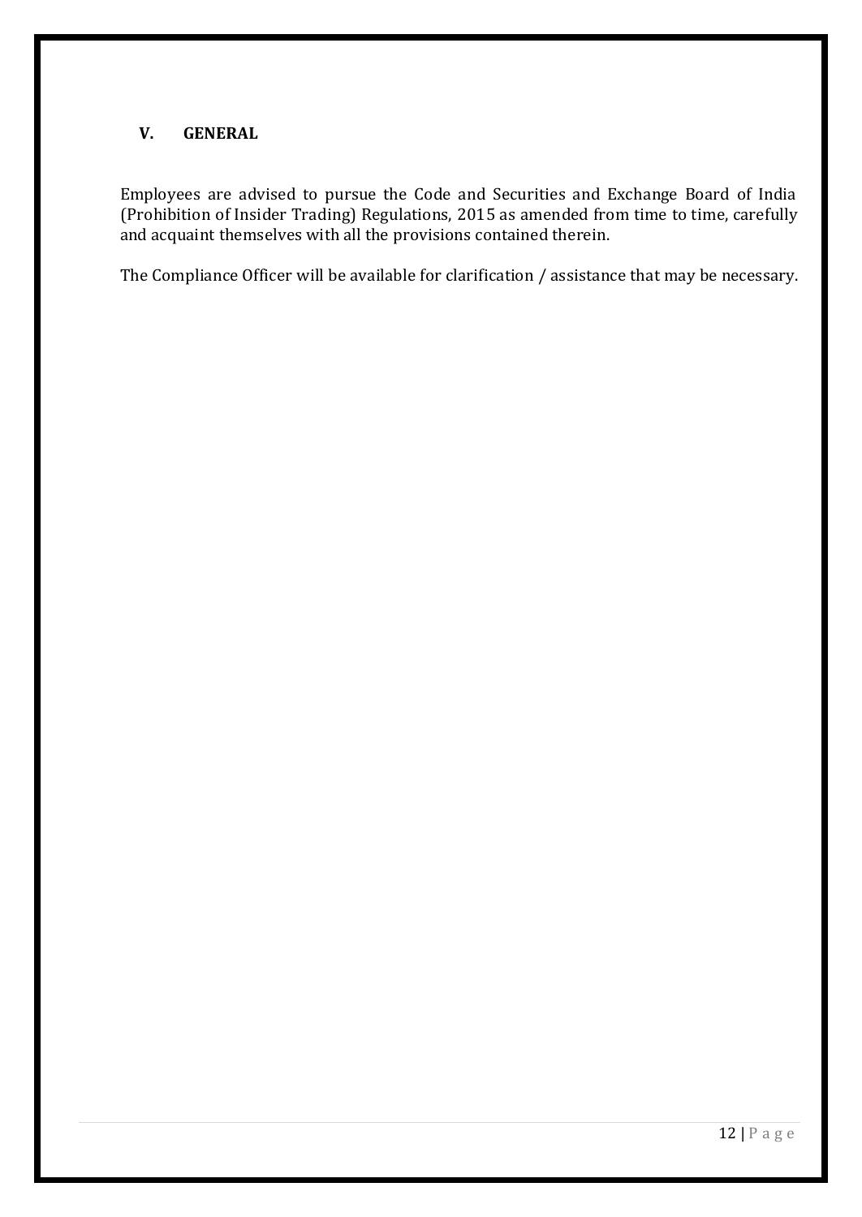## V. GENERAL

Employees are advised to pursue the Code and Securities and Exchange Board of India (Prohibition of Insider Trading) Regulations, 2015 as amended from time to time, carefully and acquaint themselves with all the provisions contained therein.

The Compliance Officer will be available for clarification / assistance that may be necessary.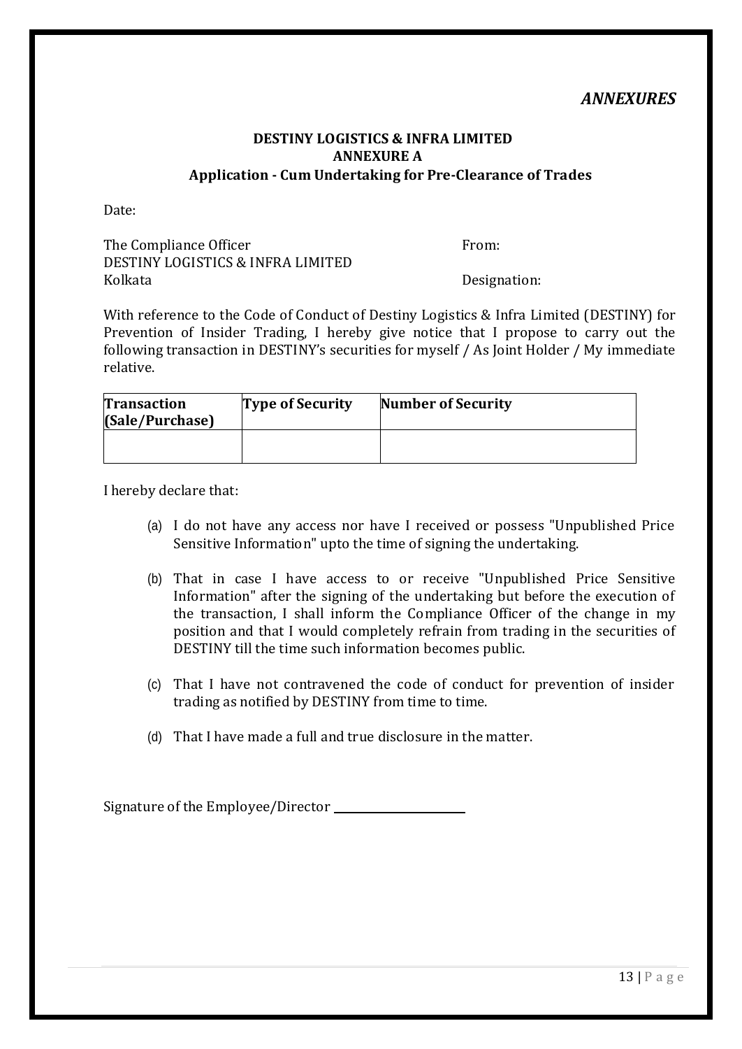*ANNEXURES*

**DESTINY LOGISTICS & INFRA LIMITED**

**ANNEXURE A**

**Application - Cum Undertaking for Pre-Clearance of Trades**

Date:

The Compliance Officer
DESTINY LOGISTICS & INFRA LIMITED
Kolkata

From:

Designation:

With reference to the Code of Conduct of Destiny Logistics & Infra Limited (DESTINY) for Prevention of Insider Trading, I hereby give notice that I propose to carry out the following transaction in DESTINY's securities for myself / As Joint Holder / My immediate relative.

| Transaction (Sale/Purchase) | Type of Security | Number of Security |
| --- | --- | --- |
| | | |

I hereby declare that:

(a) I do not have any access nor have I received or possess "Unpublished Price Sensitive Information" upto the time of signing the undertaking.

(b) That in case I have access to or receive "Unpublished Price Sensitive Information" after the signing of the undertaking but before the execution of the transaction, I shall inform the Compliance Officer of the change in my position and that I would completely refrain from trading in the securities of DESTINY till the time such information becomes public.

(c) That I have not contravened the code of conduct for prevention of insider trading as notified by DESTINY from time to time.

(d) That I have made a full and true disclosure in the matter.

Signature of the Employee/Director ____________________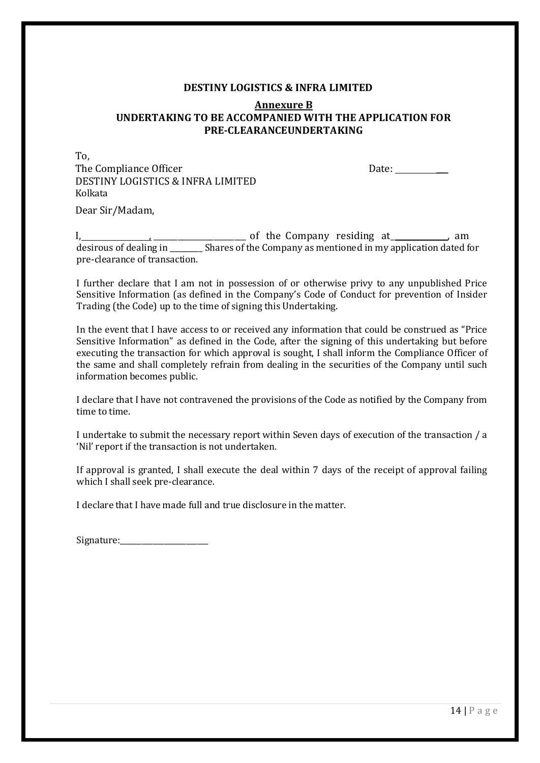**DESTINY LOGISTICS & INFRA LIMITED**

**Annexure B**

**UNDERTAKING TO BE ACCOMPANIED WITH THE APPLICATION FOR PRE-CLEARANCEUNDERTAKING**

To,
The Compliance Officer
DESTINY LOGISTICS & INFRA LIMITED
Kolkata

Date: ____________

Dear Sir/Madam,

I,_________________, ________________________ of the Company residing at_______________, am desirous of dealing in _________ Shares of the Company as mentioned in my application dated for pre-clearance of transaction.

I further declare that I am not in possession of or otherwise privy to any unpublished Price Sensitive Information (as defined in the Company's Code of Conduct for prevention of Insider Trading (the Code) up to the time of signing this Undertaking.

In the event that I have access to or received any information that could be construed as "Price Sensitive Information" as defined in the Code, after the signing of this undertaking but before executing the transaction for which approval is sought, I shall inform the Compliance Officer of the same and shall completely refrain from dealing in the securities of the Company until such information becomes public.

I declare that I have not contravened the provisions of the Code as notified by the Company from time to time.

I undertake to submit the necessary report within Seven days of execution of the transaction / a 'Nil' report if the transaction is not undertaken.

If approval is granted, I shall execute the deal within 7 days of the receipt of approval failing which I shall seek pre-clearance.

I declare that I have made full and true disclosure in the matter.

Signature:________________________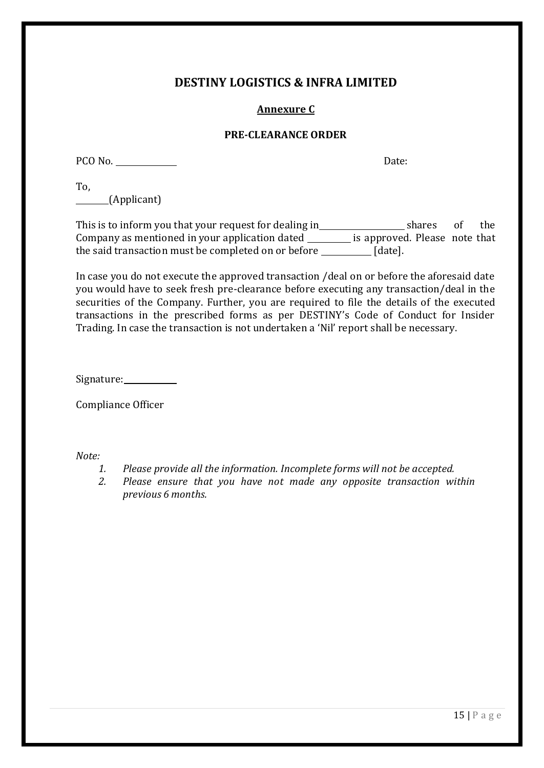# DESTINY LOGISTICS & INFRA LIMITED

## Annexure C

### PRE-CLEARANCE ORDER

PCO No. ______________ Date:

To,
________(Applicant)

This is to inform you that your request for dealing in____________________ shares of the Company as mentioned in your application dated __________ is approved. Please note that the said transaction must be completed on or before ____________ [date].

In case you do not execute the approved transaction /deal on or before the aforesaid date you would have to seek fresh pre-clearance before executing any transaction/deal in the securities of the Company. Further, you are required to file the details of the executed transactions in the prescribed forms as per DESTINY's Code of Conduct for Insider Trading. In case the transaction is not undertaken a 'Nil' report shall be necessary.

Signature:____________

Compliance Officer

*Note:*

1. *Please provide all the information. Incomplete forms will not be accepted.*
2. *Please ensure that you have not made any opposite transaction within previous 6 months.*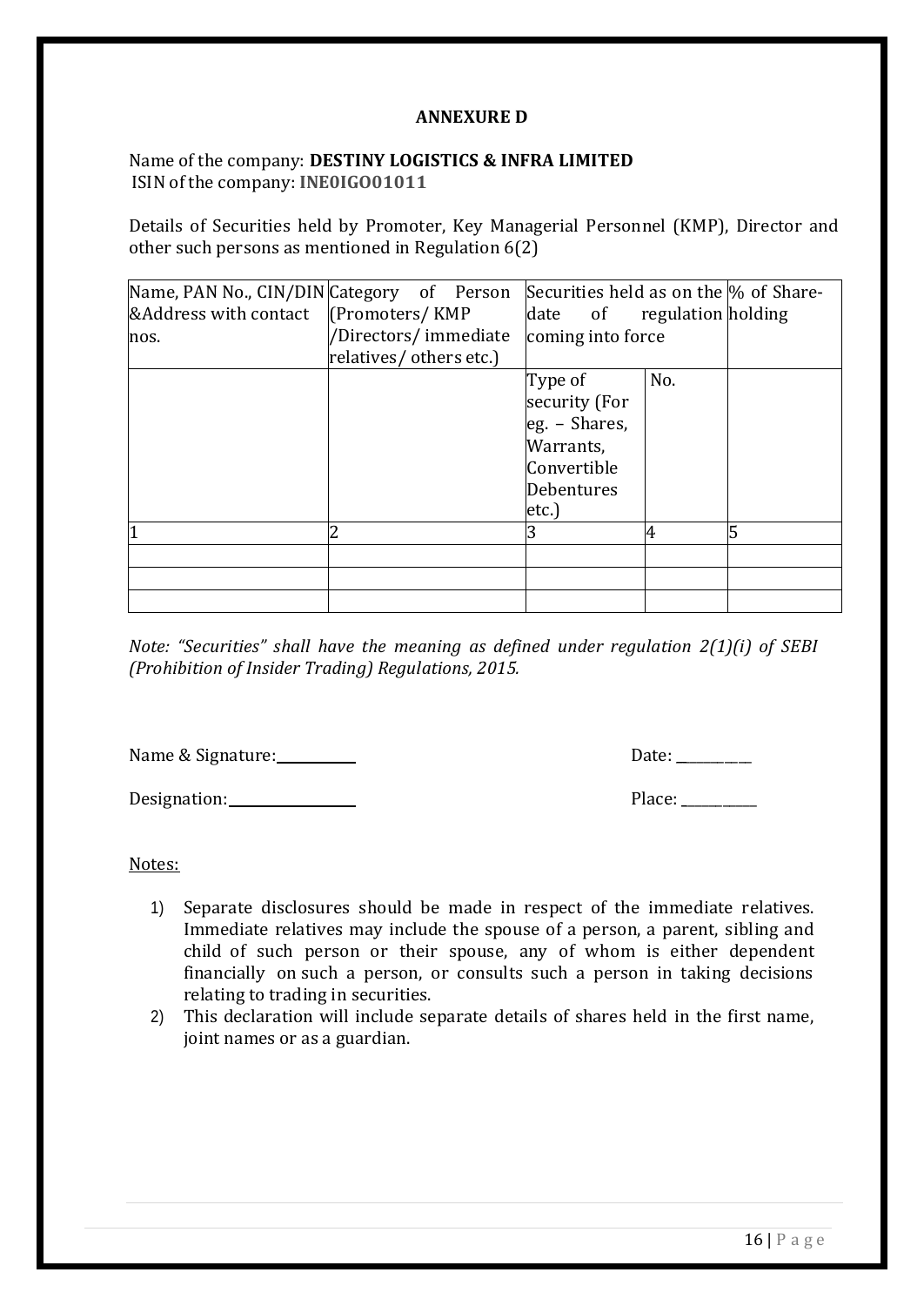## ANNEXURE D

Name of the company: **DESTINY LOGISTICS & INFRA LIMITED**
ISIN of the company: **INE0IGO01011**

Details of Securities held by Promoter, Key Managerial Personnel (KMP), Director and other such persons as mentioned in Regulation 6(2)

| Name, PAN No., CIN/DIN &Address with contact nos. | Category of Person (Promoters/ KMP /Directors/ immediate relatives/ others etc.) | Securities held as on the date of regulation coming into force | | % of Share-holding |
|---|---|---|---|---|
| | | Type of security (For eg. – Shares, Warrants, Convertible Debentures etc.) | No. | |
| 1 | 2 | 3 | 4 | 5 |
| | | | | |
| | | | | |
| | | | | |

*Note: "Securities" shall have the meaning as defined under regulation 2(1)(i) of SEBI (Prohibition of Insider Trading) Regulations, 2015.*

Name & Signature:___________ Date: ___________

Designation:_________________ Place: ___________

Notes:

1) Separate disclosures should be made in respect of the immediate relatives. Immediate relatives may include the spouse of a person, a parent, sibling and child of such person or their spouse, any of whom is either dependent financially on such a person, or consults such a person in taking decisions relating to trading in securities.
2) This declaration will include separate details of shares held in the first name, joint names or as a guardian.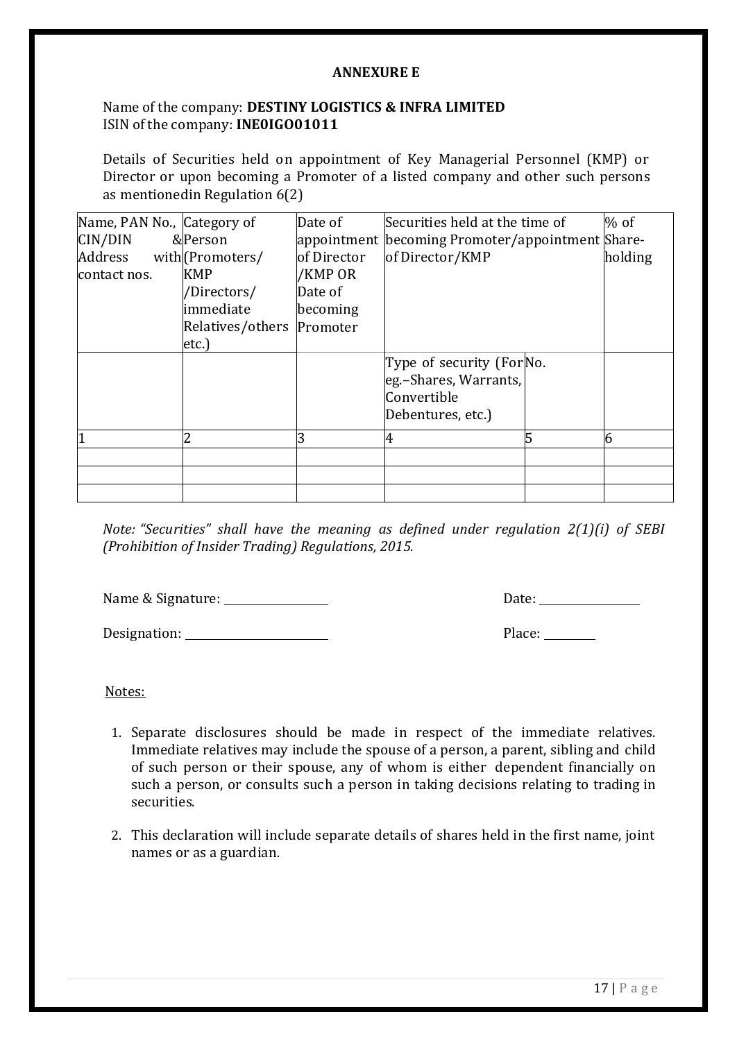## ANNEXURE E

Name of the company: **DESTINY LOGISTICS & INFRA LIMITED**
ISIN of the company: **INE0IGO01011**

Details of Securities held on appointment of Key Managerial Personnel (KMP) or Director or upon becoming a Promoter of a listed company and other such persons as mentionedin Regulation 6(2)

| Name, PAN No., CIN/DIN & Address with contact nos. | Category of Person (Promoters/ KMP /Directors/ immediate Relatives/others etc.) | Date of appointment of Director /KMP OR Date of becoming Promoter | Securities held at the time of becoming Promoter/appointment of Director/KMP | | % of Share-holding |
|---|---|---|---|---|---|
| | | | Type of security (For eg.–Shares, Warrants, Convertible Debentures, etc.) | No. | |
| 1 | 2 | 3 | 4 | 5 | 6 |
| | | | | | |
| | | | | | |
| | | | | | |

*Note: "Securities" shall have the meaning as defined under regulation 2(1)(i) of SEBI (Prohibition of Insider Trading) Regulations, 2015.*

Name & Signature: ________________ Date: ________________

Designation: ________________________ Place: ________

Notes:

1. Separate disclosures should be made in respect of the immediate relatives. Immediate relatives may include the spouse of a person, a parent, sibling and child of such person or their spouse, any of whom is either dependent financially on such a person, or consults such a person in taking decisions relating to trading in securities.
2. This declaration will include separate details of shares held in the first name, joint names or as a guardian.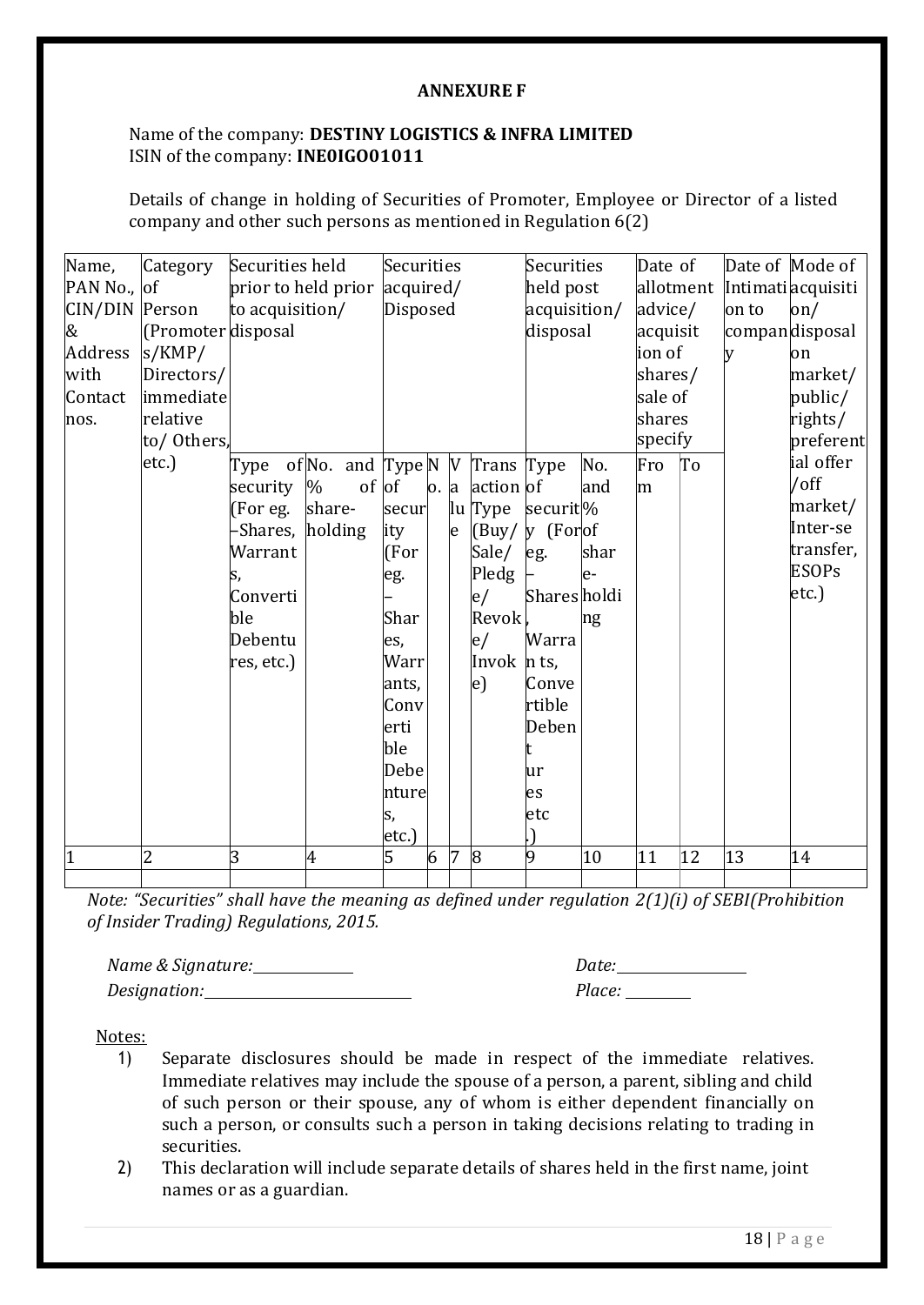**ANNEXURE F**

Name of the company: **DESTINY LOGISTICS & INFRA LIMITED**
ISIN of the company: **INE0IGO01011**

Details of change in holding of Securities of Promoter, Employee or Director of a listed company and other such persons as mentioned in Regulation 6(2)

| Name, PAN No., CIN/DIN & Address with Contact nos. | Category of Person (Promoters/KMP/ Directors/ immediate relative to/ Others, etc.) | Securities held prior to held prior to acquisition/ disposal | | Securities acquired/ Disposed | | | | Securities held post acquisition/ disposal | | Date of allotment advice/ acquisition of shares/ sale of shares specify | | Date of Intimation to company | Mode of acquisition/ disposal on market/ public/ rights/ preferential offer /off market/ Inter-se transfer, ESOPs etc.) |
|---|---|---|---|---|---|---|---|---|---|---|---|---|---|
| | | Type of security (For eg. –Shares, Warrants, Convertible Debentures, etc.) | No. and % of share-holding | Type of security (For eg. – Shares, Warrants, Convertible Debentures, etc.) | No. | Value | Transaction Type (Buy/ Sale/ Pledge/ Revoke/ Invoke) | Type of security (For eg. – Shares, Warrants, Convertible Debentures etc.) | No. and % of share-holding | From | To | | |
| 1 | 2 | 3 | 4 | 5 | 6 | 7 | 8 | 9 | 10 | 11 | 12 | 13 | 14 |
| | | | | | | | | | | | | | |

*Note: "Securities" shall have the meaning as defined under regulation 2(1)(i) of SEBI(Prohibition of Insider Trading) Regulations, 2015.*

*Name & Signature:*\_\_\_\_\_\_\_\_\_\_\_\_ *Date:*\_\_\_\_\_\_\_\_\_\_\_\_

*Designation:*\_\_\_\_\_\_\_\_\_\_\_\_ *Place:*\_\_\_\_\_\_\_\_

Notes:

1) Separate disclosures should be made in respect of the immediate relatives. Immediate relatives may include the spouse of a person, a parent, sibling and child of such person or their spouse, any of whom is either dependent financially on such a person, or consults such a person in taking decisions relating to trading in securities.
2) This declaration will include separate details of shares held in the first name, joint names or as a guardian.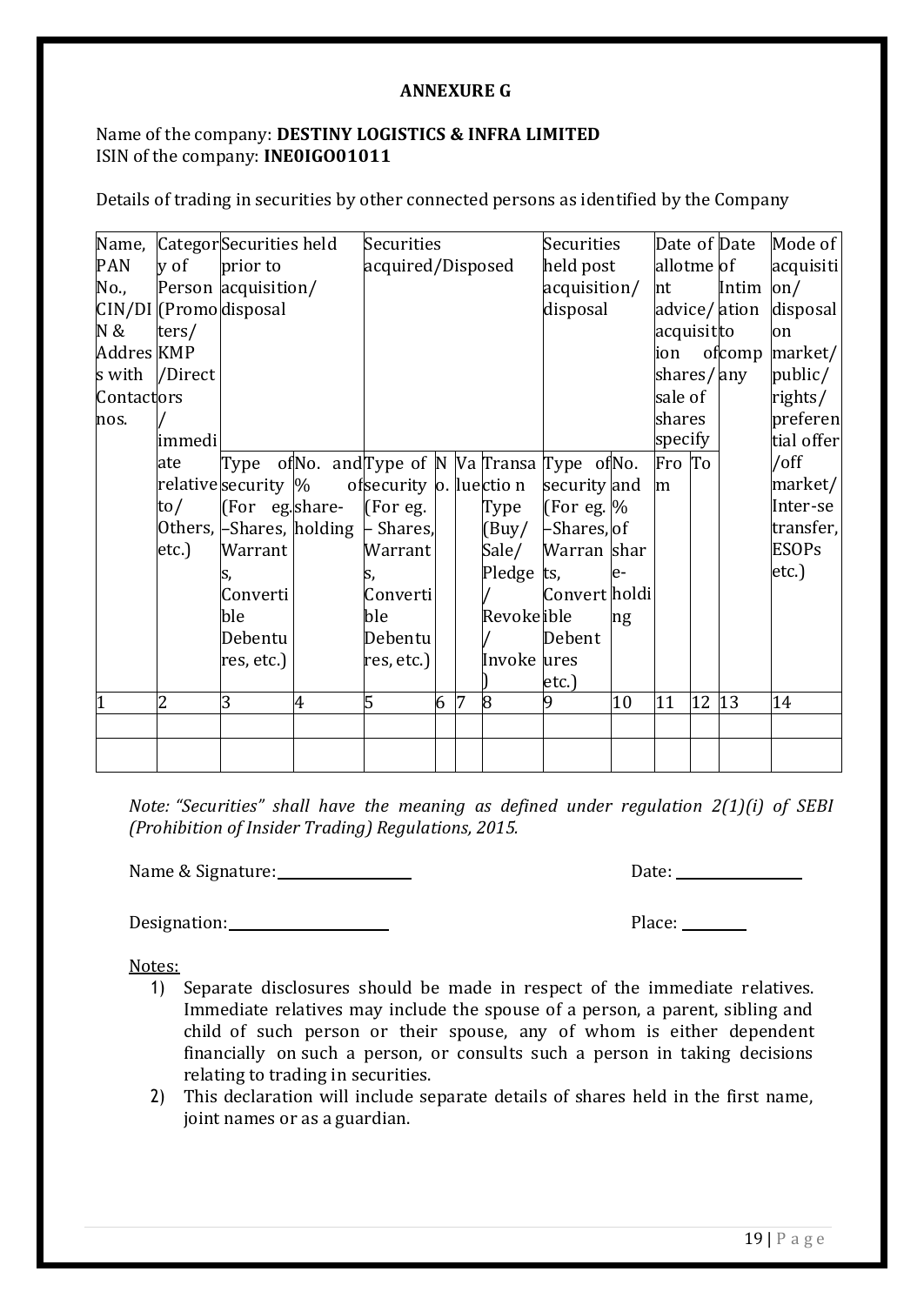**ANNEXURE G**

Name of the company: **DESTINY LOGISTICS & INFRA LIMITED**
ISIN of the company: **INE0IGO01011**

Details of trading in securities by other connected persons as identified by the Company

| Name, PAN No., CIN/DIN & Address with Contact nos. | Category of Person (Promoters/ KMP /Directors / immediate relative to/ Others, etc.) | Securities held prior to acquisition/ disposal | | Securities acquired/Disposed | | | | Securities held post acquisition/ disposal | | Date of allotment advice/ acquisition of shares/ sale of shares specify | | Date of Intimation to company | Mode of acquisition/ disposal on market/ public/ rights/ preferential offer /off market/ Inter-se transfer, ESOPs etc.) |
|---|---|---|---|---|---|---|---|---|---|---|---|---|---|
| | | Type of security (For eg. –Shares, Warrants, Convertible Debentures, etc.) | No. and % of share-holding | Type of security (For eg. – Shares, Warrants, Convertible Debentures, etc.) | No. | Value | Transaction Type (Buy/ Sale/ Pledge / Revoke / Invoke) | Type of security (For eg. –Shares, Warrants, Convertible Debentures etc.) | No. and % of share-holding | From | To | | |
| 1 | 2 | 3 | 4 | 5 | 6 | 7 | 8 | 9 | 10 | 11 | 12 | 13 | 14 |
| | | | | | | | | | | | | | |
| | | | | | | | | | | | | | |

*Note: "Securities" shall have the meaning as defined under regulation 2(1)(i) of SEBI (Prohibition of Insider Trading) Regulations, 2015.*

Name & Signature:\_\_\_\_\_\_\_\_\_\_\_\_\_\_\_\_\_\_ Date: \_\_\_\_\_\_\_\_\_\_\_\_\_\_\_\_\_\_

Designation:\_\_\_\_\_\_\_\_\_\_\_\_\_\_\_\_\_\_\_\_\_\_ Place: \_\_\_\_\_\_\_\_\_

Notes:

1) Separate disclosures should be made in respect of the immediate relatives. Immediate relatives may include the spouse of a person, a parent, sibling and child of such person or their spouse, any of whom is either dependent financially on such a person, or consults such a person in taking decisions relating to trading in securities.
2) This declaration will include separate details of shares held in the first name, joint names or as a guardian.